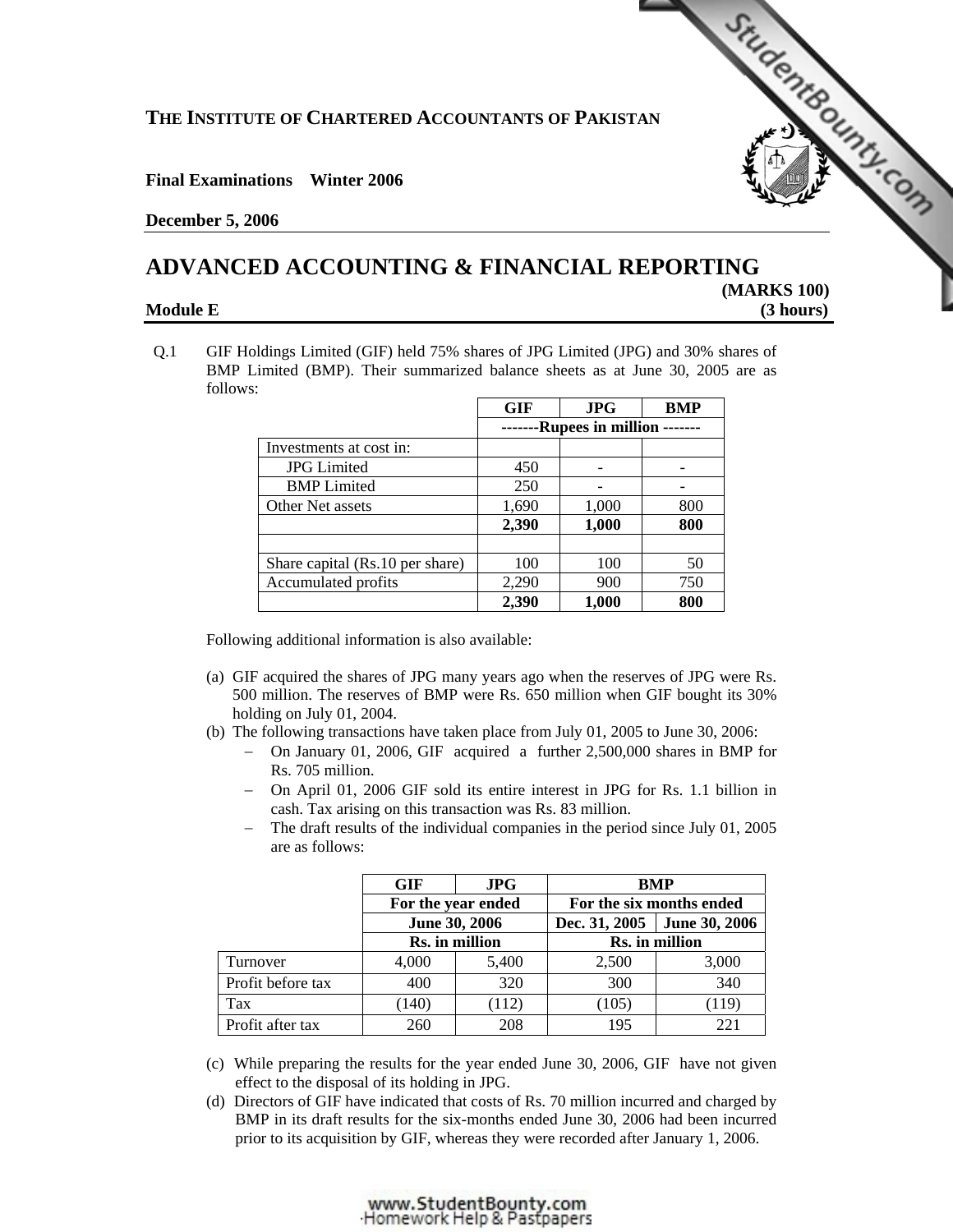**THE INSTITUTE OF CHARTERED ACCOUNTANTS OF PAKISTAN**

**Final Examinations Winter 2006**

**December 5, 2006**

# ADVANCED ACCOUNTING & FINANCIAL REPORTING

**Module E** **(MARKS 100)** **(3 hours)**

Q.1 GIF Holdings Limited (GIF) held 75% shares of JPG Limited (JPG) and 30% shares of BMP Limited (BMP). Their summarized balance sheets as at June 30, 2005 are as follows:

| | GIF | JPG | BMP |
|---|---|---|---|
| | -------Rupees in million ------- | | |
| Investments at cost in: | | | |
| JPG Limited | 450 | - | - |
| BMP Limited | 250 | - | - |
| Other Net assets | 1,690 | 1,000 | 800 |
| | **2,390** | **1,000** | **800** |
| | | | |
| Share capital (Rs.10 per share) | 100 | 100 | 50 |
| Accumulated profits | 2,290 | 900 | 750 |
| | **2,390** | **1,000** | **800** |

Following additional information is also available:

(a) GIF acquired the shares of JPG many years ago when the reserves of JPG were Rs. 500 million. The reserves of BMP were Rs. 650 million when GIF bought its 30% holding on July 01, 2004.

(b) The following transactions have taken place from July 01, 2005 to June 30, 2006:
- On January 01, 2006, GIF acquired a further 2,500,000 shares in BMP for Rs. 705 million.
- On April 01, 2006 GIF sold its entire interest in JPG for Rs. 1.1 billion in cash. Tax arising on this transaction was Rs. 83 million.
- The draft results of the individual companies in the period since July 01, 2005 are as follows:

| | GIF | JPG | BMP | |
|---|---|---|---|---|
| | For the year ended | | For the six months ended | |
| | June 30, 2006 | | Dec. 31, 2005 | June 30, 2006 |
| | Rs. in million | | Rs. in million | |
| Turnover | 4,000 | 5,400 | 2,500 | 3,000 |
| Profit before tax | 400 | 320 | 300 | 340 |
| Tax | (140) | (112) | (105) | (119) |
| Profit after tax | 260 | 208 | 195 | 221 |

(c) While preparing the results for the year ended June 30, 2006, GIF have not given effect to the disposal of its holding in JPG.

(d) Directors of GIF have indicated that costs of Rs. 70 million incurred and charged by BMP in its draft results for the six-months ended June 30, 2006 had been incurred prior to its acquisition by GIF, whereas they were recorded after January 1, 2006.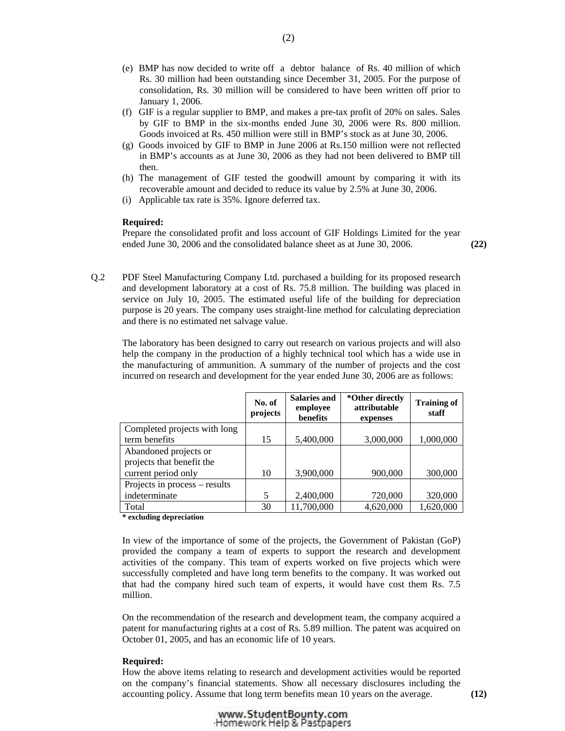(e) BMP has now decided to write off a debtor balance of Rs. 40 million of which Rs. 30 million had been outstanding since December 31, 2005. For the purpose of consolidation, Rs. 30 million will be considered to have been written off prior to January 1, 2006.

(f) GIF is a regular supplier to BMP, and makes a pre-tax profit of 20% on sales. Sales by GIF to BMP in the six-months ended June 30, 2006 were Rs. 800 million. Goods invoiced at Rs. 450 million were still in BMP's stock as at June 30, 2006.

(g) Goods invoiced by GIF to BMP in June 2006 at Rs.150 million were not reflected in BMP's accounts as at June 30, 2006 as they had not been delivered to BMP till then.

(h) The management of GIF tested the goodwill amount by comparing it with its recoverable amount and decided to reduce its value by 2.5% at June 30, 2006.

(i) Applicable tax rate is 35%. Ignore deferred tax.

**Required:**

Prepare the consolidated profit and loss account of GIF Holdings Limited for the year ended June 30, 2006 and the consolidated balance sheet as at June 30, 2006. **(22)**

Q.2 PDF Steel Manufacturing Company Ltd. purchased a building for its proposed research and development laboratory at a cost of Rs. 75.8 million. The building was placed in service on July 10, 2005. The estimated useful life of the building for depreciation purpose is 20 years. The company uses straight-line method for calculating depreciation and there is no estimated net salvage value.

The laboratory has been designed to carry out research on various projects and will also help the company in the production of a highly technical tool which has a wide use in the manufacturing of ammunition. A summary of the number of projects and the cost incurred on research and development for the year ended June 30, 2006 are as follows:

| | No. of projects | Salaries and employee benefits | *Other directly attributable expenses | Training of staff |
|---|---|---|---|---|
| Completed projects with long term benefits | 15 | 5,400,000 | 3,000,000 | 1,000,000 |
| Abandoned projects or projects that benefit the current period only | 10 | 3,900,000 | 900,000 | 300,000 |
| Projects in process – results indeterminate | 5 | 2,400,000 | 720,000 | 320,000 |
| Total | 30 | 11,700,000 | 4,620,000 | 1,620,000 |

**\* excluding depreciation**

In view of the importance of some of the projects, the Government of Pakistan (GoP) provided the company a team of experts to support the research and development activities of the company. This team of experts worked on five projects which were successfully completed and have long term benefits to the company. It was worked out that had the company hired such team of experts, it would have cost them Rs. 7.5 million.

On the recommendation of the research and development team, the company acquired a patent for manufacturing rights at a cost of Rs. 5.89 million. The patent was acquired on October 01, 2005, and has an economic life of 10 years.

**Required:**

How the above items relating to research and development activities would be reported on the company's financial statements. Show all necessary disclosures including the accounting policy. Assume that long term benefits mean 10 years on the average. **(12)**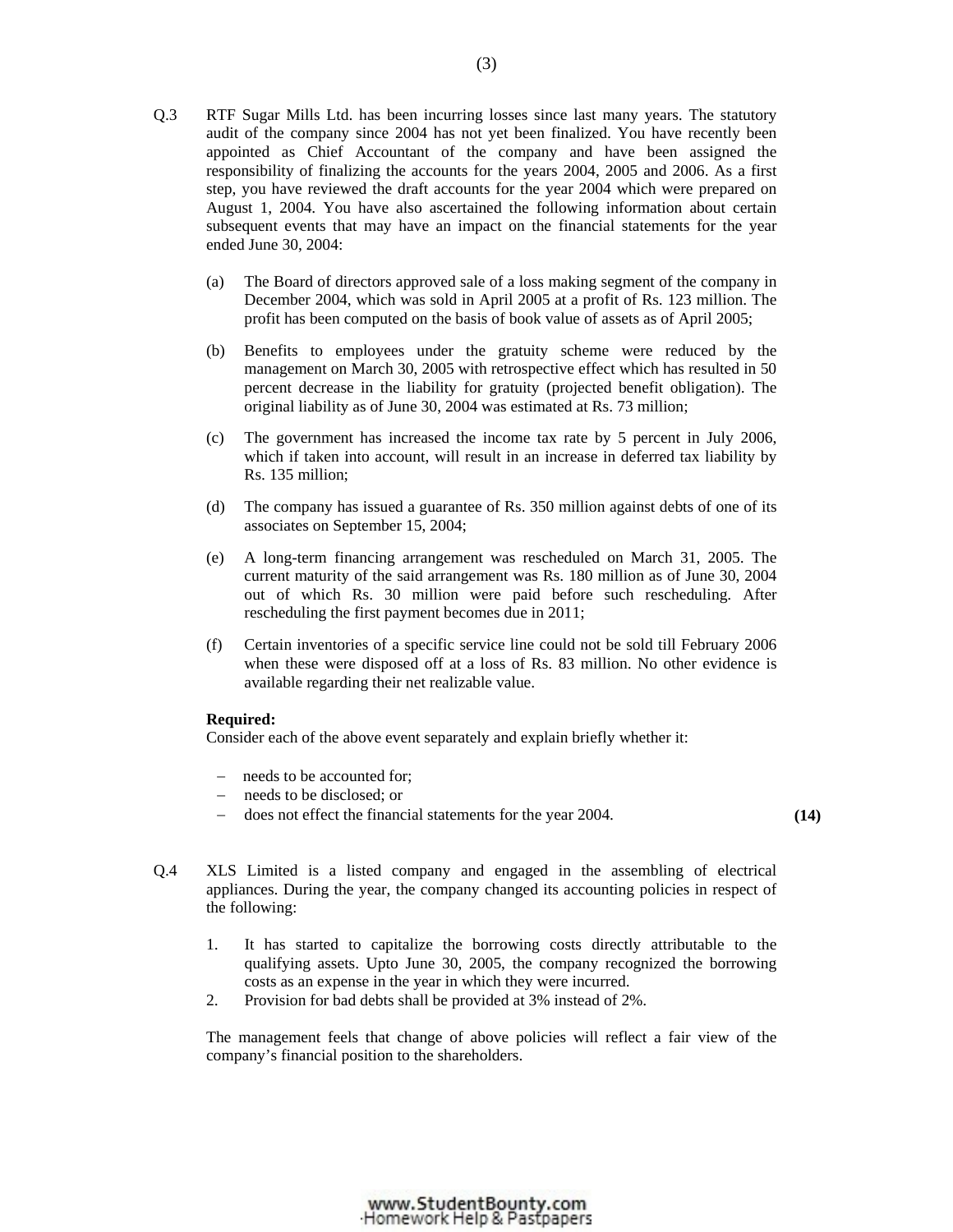Q.3 RTF Sugar Mills Ltd. has been incurring losses since last many years. The statutory audit of the company since 2004 has not yet been finalized. You have recently been appointed as Chief Accountant of the company and have been assigned the responsibility of finalizing the accounts for the years 2004, 2005 and 2006. As a first step, you have reviewed the draft accounts for the year 2004 which were prepared on August 1, 2004. You have also ascertained the following information about certain subsequent events that may have an impact on the financial statements for the year ended June 30, 2004:

(a) The Board of directors approved sale of a loss making segment of the company in December 2004, which was sold in April 2005 at a profit of Rs. 123 million. The profit has been computed on the basis of book value of assets as of April 2005;

(b) Benefits to employees under the gratuity scheme were reduced by the management on March 30, 2005 with retrospective effect which has resulted in 50 percent decrease in the liability for gratuity (projected benefit obligation). The original liability as of June 30, 2004 was estimated at Rs. 73 million;

(c) The government has increased the income tax rate by 5 percent in July 2006, which if taken into account, will result in an increase in deferred tax liability by Rs. 135 million;

(d) The company has issued a guarantee of Rs. 350 million against debts of one of its associates on September 15, 2004;

(e) A long-term financing arrangement was rescheduled on March 31, 2005. The current maturity of the said arrangement was Rs. 180 million as of June 30, 2004 out of which Rs. 30 million were paid before such rescheduling. After rescheduling the first payment becomes due in 2011;

(f) Certain inventories of a specific service line could not be sold till February 2006 when these were disposed off at a loss of Rs. 83 million. No other evidence is available regarding their net realizable value.

**Required:**
Consider each of the above event separately and explain briefly whether it:

- needs to be accounted for;
- needs to be disclosed; or
- does not effect the financial statements for the year 2004. **(14)**

Q.4 XLS Limited is a listed company and engaged in the assembling of electrical appliances. During the year, the company changed its accounting policies in respect of the following:

1. It has started to capitalize the borrowing costs directly attributable to the qualifying assets. Upto June 30, 2005, the company recognized the borrowing costs as an expense in the year in which they were incurred.
2. Provision for bad debts shall be provided at 3% instead of 2%.

The management feels that change of above policies will reflect a fair view of the company's financial position to the shareholders.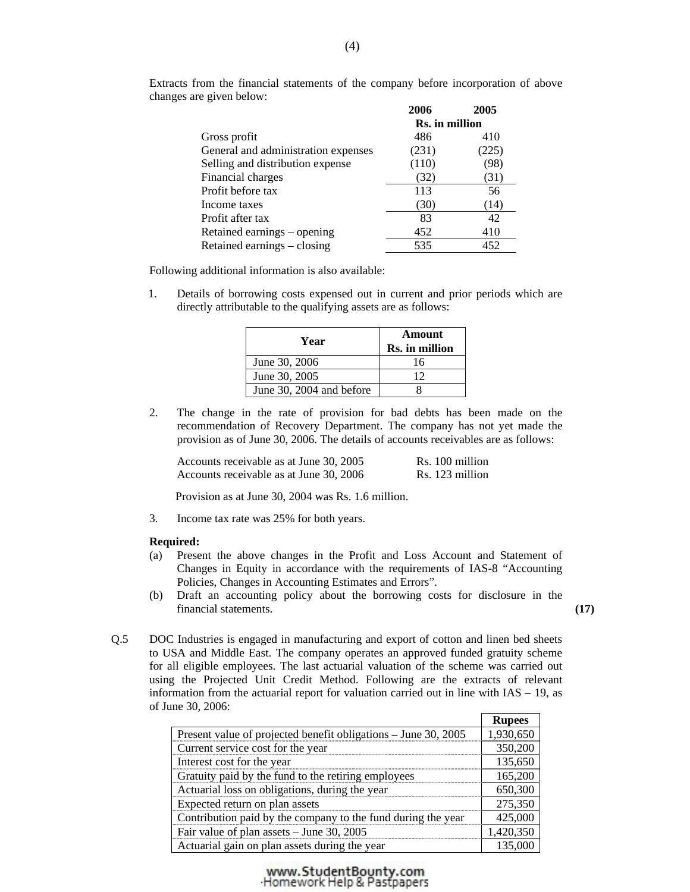Extracts from the financial statements of the company before incorporation of above changes are given below:

| | 2006 | 2005 |
|---|---|---|
| | Rs. in million | |
| Gross profit | 486 | 410 |
| General and administration expenses | (231) | (225) |
| Selling and distribution expense | (110) | (98) |
| Financial charges | (32) | (31) |
| Profit before tax | 113 | 56 |
| Income taxes | (30) | (14) |
| Profit after tax | 83 | 42 |
| Retained earnings – opening | 452 | 410 |
| Retained earnings – closing | 535 | 452 |

Following additional information is also available:

1. Details of borrowing costs expensed out in current and prior periods which are directly attributable to the qualifying assets are as follows:

| Year | Amount Rs. in million |
|---|---|
| June 30, 2006 | 16 |
| June 30, 2005 | 12 |
| June 30, 2004 and before | 8 |

2. The change in the rate of provision for bad debts has been made on the recommendation of Recovery Department. The company has not yet made the provision as of June 30, 2006. The details of accounts receivables are as follows:

   Accounts receivable as at June 30, 2005 — Rs. 100 million
   Accounts receivable as at June 30, 2006 — Rs. 123 million

   Provision as at June 30, 2004 was Rs. 1.6 million.

3. Income tax rate was 25% for both years.

**Required:**

(a) Present the above changes in the Profit and Loss Account and Statement of Changes in Equity in accordance with the requirements of IAS-8 "Accounting Policies, Changes in Accounting Estimates and Errors".

(b) Draft an accounting policy about the borrowing costs for disclosure in the financial statements. **(17)**

Q.5 DOC Industries is engaged in manufacturing and export of cotton and linen bed sheets to USA and Middle East. The company operates an approved funded gratuity scheme for all eligible employees. The last actuarial valuation of the scheme was carried out using the Projected Unit Credit Method. Following are the extracts of relevant information from the actuarial report for valuation carried out in line with IAS – 19, as of June 30, 2006:

| | Rupees |
|---|---|
| Present value of projected benefit obligations – June 30, 2005 | 1,930,650 |
| Current service cost for the year | 350,200 |
| Interest cost for the year | 135,650 |
| Gratuity paid by the fund to the retiring employees | 165,200 |
| Actuarial loss on obligations, during the year | 650,300 |
| Expected return on plan assets | 275,350 |
| Contribution paid by the company to the fund during the year | 425,000 |
| Fair value of plan assets – June 30, 2005 | 1,420,350 |
| Actuarial gain on plan assets during the year | 135,000 |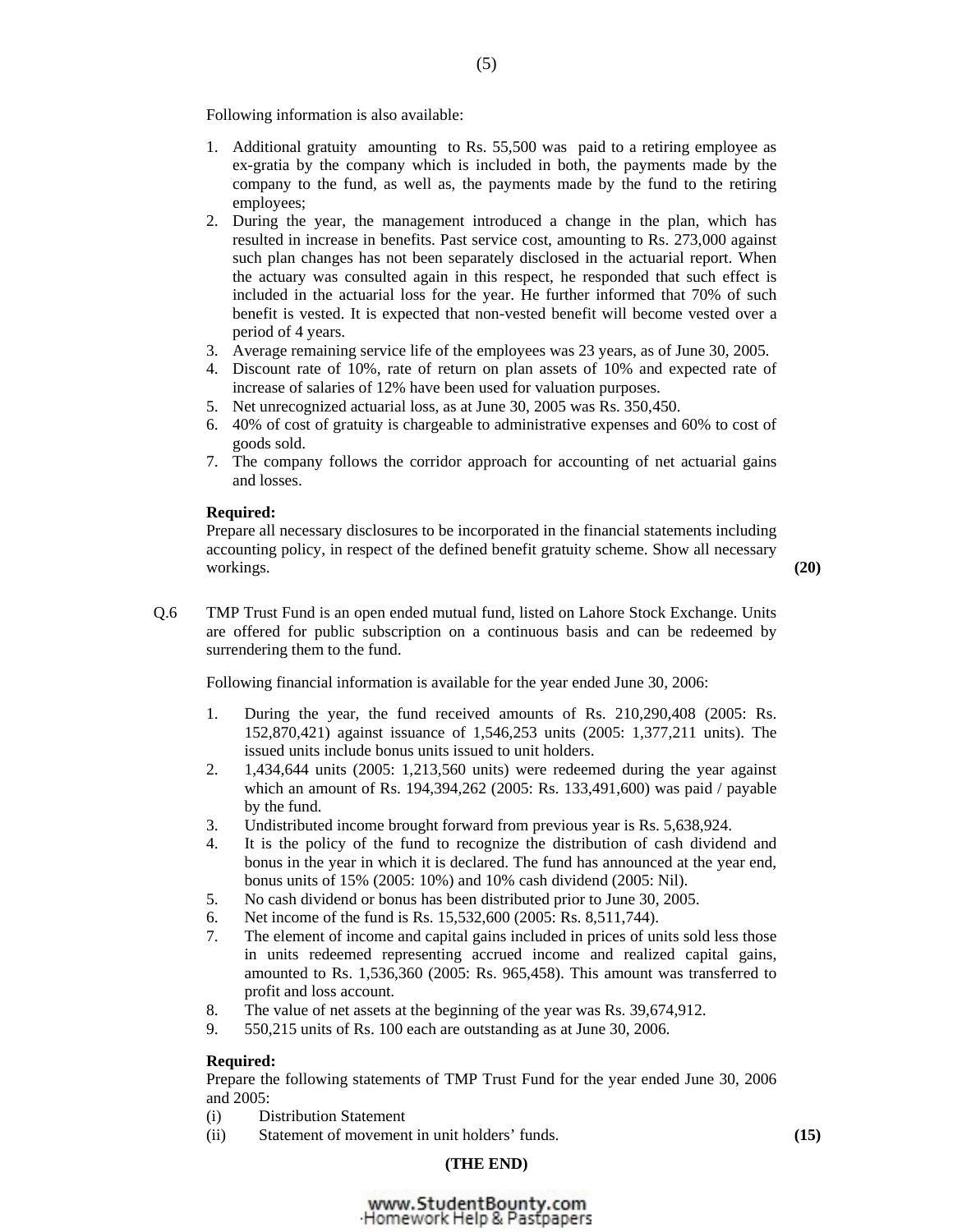Following information is also available:

1. Additional gratuity amounting to Rs. 55,500 was paid to a retiring employee as ex-gratia by the company which is included in both, the payments made by the company to the fund, as well as, the payments made by the fund to the retiring employees;
2. During the year, the management introduced a change in the plan, which has resulted in increase in benefits. Past service cost, amounting to Rs. 273,000 against such plan changes has not been separately disclosed in the actuarial report. When the actuary was consulted again in this respect, he responded that such effect is included in the actuarial loss for the year. He further informed that 70% of such benefit is vested. It is expected that non-vested benefit will become vested over a period of 4 years.
3. Average remaining service life of the employees was 23 years, as of June 30, 2005.
4. Discount rate of 10%, rate of return on plan assets of 10% and expected rate of increase of salaries of 12% have been used for valuation purposes.
5. Net unrecognized actuarial loss, as at June 30, 2005 was Rs. 350,450.
6. 40% of cost of gratuity is chargeable to administrative expenses and 60% to cost of goods sold.
7. The company follows the corridor approach for accounting of net actuarial gains and losses.

**Required:**
Prepare all necessary disclosures to be incorporated in the financial statements including accounting policy, in respect of the defined benefit gratuity scheme. Show all necessary workings. **(20)**

Q.6 TMP Trust Fund is an open ended mutual fund, listed on Lahore Stock Exchange. Units are offered for public subscription on a continuous basis and can be redeemed by surrendering them to the fund.

Following financial information is available for the year ended June 30, 2006:

1. During the year, the fund received amounts of Rs. 210,290,408 (2005: Rs. 152,870,421) against issuance of 1,546,253 units (2005: 1,377,211 units). The issued units include bonus units issued to unit holders.
2. 1,434,644 units (2005: 1,213,560 units) were redeemed during the year against which an amount of Rs. 194,394,262 (2005: Rs. 133,491,600) was paid / payable by the fund.
3. Undistributed income brought forward from previous year is Rs. 5,638,924.
4. It is the policy of the fund to recognize the distribution of cash dividend and bonus in the year in which it is declared. The fund has announced at the year end, bonus units of 15% (2005: 10%) and 10% cash dividend (2005: Nil).
5. No cash dividend or bonus has been distributed prior to June 30, 2005.
6. Net income of the fund is Rs. 15,532,600 (2005: Rs. 8,511,744).
7. The element of income and capital gains included in prices of units sold less those in units redeemed representing accrued income and realized capital gains, amounted to Rs. 1,536,360 (2005: Rs. 965,458). This amount was transferred to profit and loss account.
8. The value of net assets at the beginning of the year was Rs. 39,674,912.
9. 550,215 units of Rs. 100 each are outstanding as at June 30, 2006.

**Required:**
Prepare the following statements of TMP Trust Fund for the year ended June 30, 2006 and 2005:

(i) Distribution Statement
(ii) Statement of movement in unit holders' funds. **(15)**

**(THE END)**